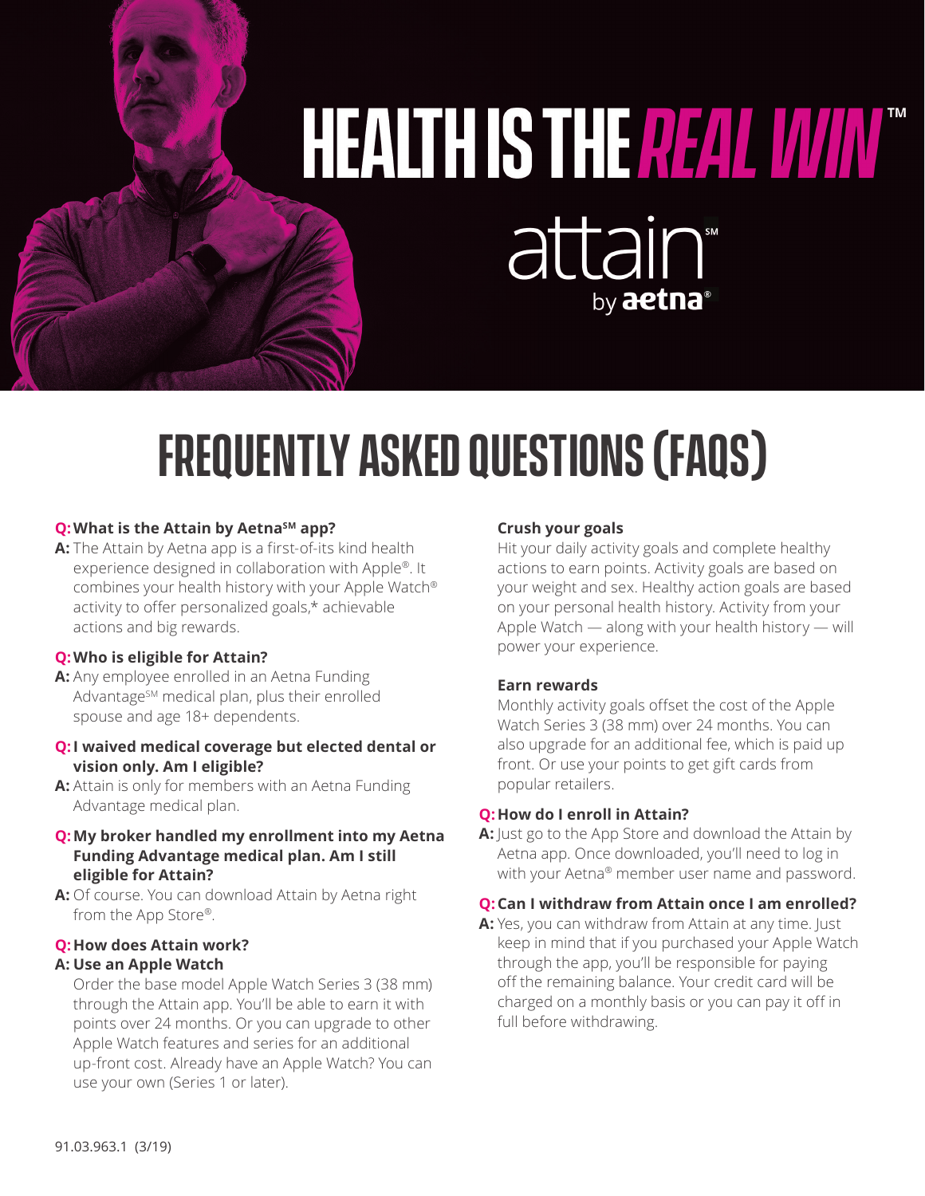# HEALTH IS THE *REAL WIN*™

attain℠ by aetna®

# FREQUENTLY ASKED QUESTIONS (FAQS)

**Q: What is the Attain by Aetna℠ app?**

**A:** The Attain by Aetna app is a first-of-its kind health experience designed in collaboration with Apple®. It combines your health history with your Apple Watch® activity to offer personalized goals,* achievable actions and big rewards.

**Q: Who is eligible for Attain?**

**A:** Any employee enrolled in an Aetna Funding Advantage℠ medical plan, plus their enrolled spouse and age 18+ dependents.

**Q: I waived medical coverage but elected dental or vision only. Am I eligible?**

**A:** Attain is only for members with an Aetna Funding Advantage medical plan.

**Q: My broker handled my enrollment into my Aetna Funding Advantage medical plan. Am I still eligible for Attain?**

**A:** Of course. You can download Attain by Aetna right from the App Store®.

**Q: How does Attain work?**

**A: Use an Apple Watch**

Order the base model Apple Watch Series 3 (38 mm) through the Attain app. You'll be able to earn it with points over 24 months. Or you can upgrade to other Apple Watch features and series for an additional up-front cost. Already have an Apple Watch? You can use your own (Series 1 or later).

**Crush your goals**

Hit your daily activity goals and complete healthy actions to earn points. Activity goals are based on your weight and sex. Healthy action goals are based on your personal health history. Activity from your Apple Watch — along with your health history — will power your experience.

**Earn rewards**

Monthly activity goals offset the cost of the Apple Watch Series 3 (38 mm) over 24 months. You can also upgrade for an additional fee, which is paid up front. Or use your points to get gift cards from popular retailers.

**Q: How do I enroll in Attain?**

**A:** Just go to the App Store and download the Attain by Aetna app. Once downloaded, you'll need to log in with your Aetna® member user name and password.

**Q: Can I withdraw from Attain once I am enrolled?**

**A:** Yes, you can withdraw from Attain at any time. Just keep in mind that if you purchased your Apple Watch through the app, you'll be responsible for paying off the remaining balance. Your credit card will be charged on a monthly basis or you can pay it off in full before withdrawing.

91.03.963.1 (3/19)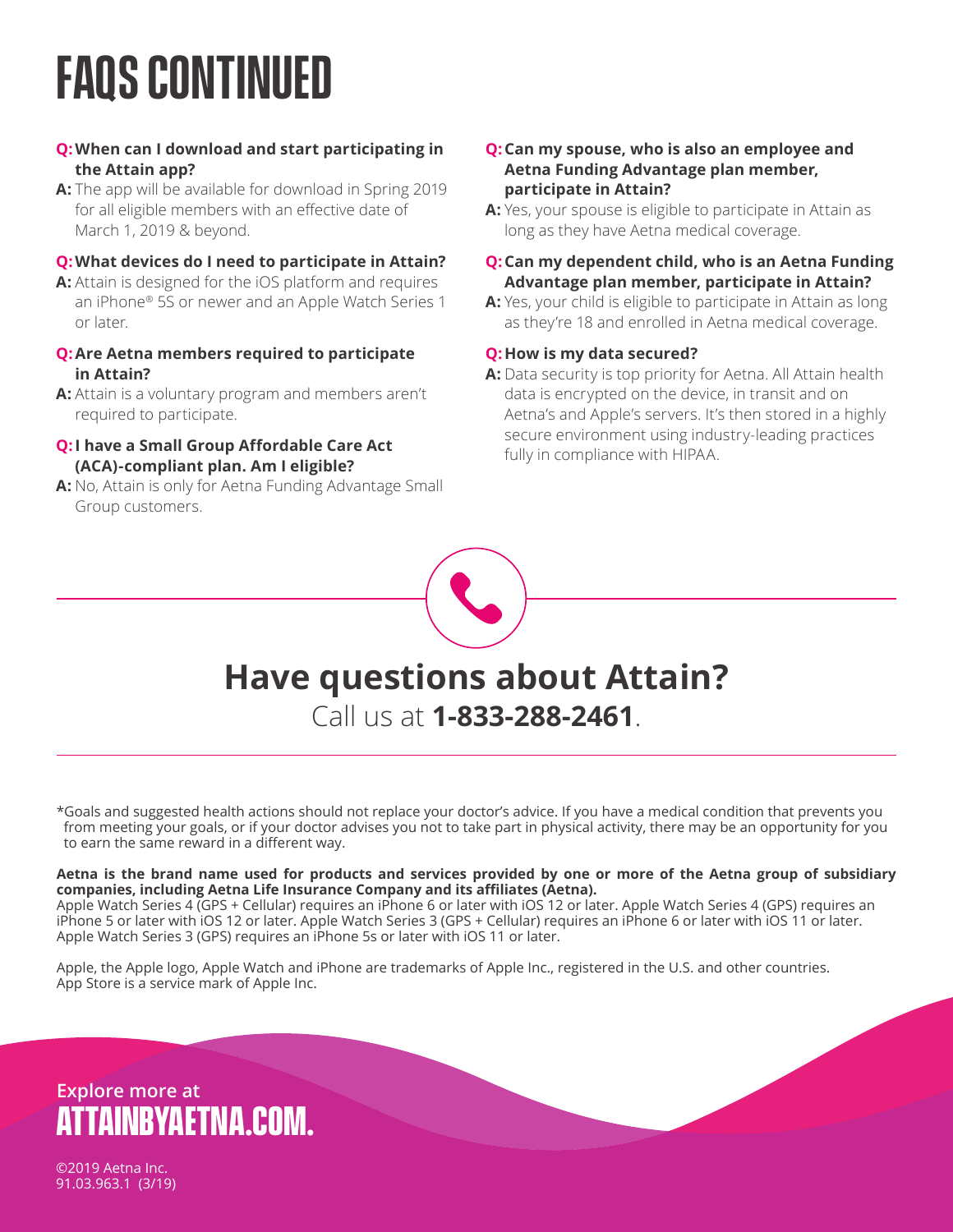# FAQS CONTINUED

**Q: When can I download and start participating in the Attain app?**

**A:** The app will be available for download in Spring 2019 for all eligible members with an effective date of March 1, 2019 & beyond.

**Q: What devices do I need to participate in Attain?**

**A:** Attain is designed for the iOS platform and requires an iPhone® 5S or newer and an Apple Watch Series 1 or later.

**Q: Are Aetna members required to participate in Attain?**

**A:** Attain is a voluntary program and members aren't required to participate.

**Q: I have a Small Group Affordable Care Act (ACA)-compliant plan. Am I eligible?**

**A:** No, Attain is only for Aetna Funding Advantage Small Group customers.

**Q: Can my spouse, who is also an employee and Aetna Funding Advantage plan member, participate in Attain?**

**A:** Yes, your spouse is eligible to participate in Attain as long as they have Aetna medical coverage.

**Q: Can my dependent child, who is an Aetna Funding Advantage plan member, participate in Attain?**

**A:** Yes, your child is eligible to participate in Attain as long as they're 18 and enrolled in Aetna medical coverage.

**Q: How is my data secured?**

**A:** Data security is top priority for Aetna. All Attain health data is encrypted on the device, in transit and on Aetna's and Apple's servers. It's then stored in a highly secure environment using industry-leading practices fully in compliance with HIPAA.

## Have questions about Attain?

Call us at **1-833-288-2461**.

*Goals and suggested health actions should not replace your doctor's advice. If you have a medical condition that prevents you from meeting your goals, or if your doctor advises you not to take part in physical activity, there may be an opportunity for you to earn the same reward in a different way.

**Aetna is the brand name used for products and services provided by one or more of the Aetna group of subsidiary companies, including Aetna Life Insurance Company and its affiliates (Aetna).**

Apple Watch Series 4 (GPS + Cellular) requires an iPhone 6 or later with iOS 12 or later. Apple Watch Series 4 (GPS) requires an iPhone 5 or later with iOS 12 or later. Apple Watch Series 3 (GPS + Cellular) requires an iPhone 6 or later with iOS 11 or later. Apple Watch Series 3 (GPS) requires an iPhone 5s or later with iOS 11 or later.

Apple, the Apple logo, Apple Watch and iPhone are trademarks of Apple Inc., registered in the U.S. and other countries. App Store is a service mark of Apple Inc.

Explore more at
**ATTAINBYAETNA.COM.**

©2019 Aetna Inc.
91.03.963.1 (3/19)